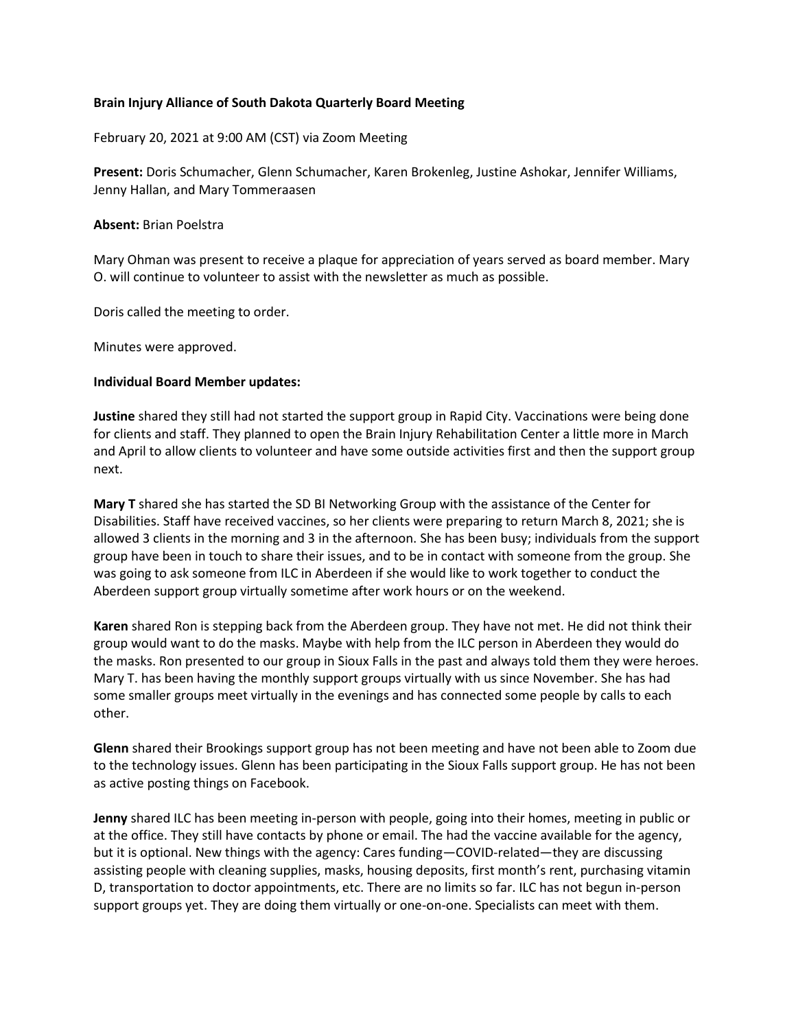**Brain Injury Alliance of South Dakota Quarterly Board Meeting**

February 20, 2021 at 9:00 AM (CST) via Zoom Meeting

**Present:** Doris Schumacher, Glenn Schumacher, Karen Brokenleg, Justine Ashokar, Jennifer Williams, Jenny Hallan, and Mary Tommeraasen

**Absent:** Brian Poelstra

Mary Ohman was present to receive a plaque for appreciation of years served as board member. Mary O. will continue to volunteer to assist with the newsletter as much as possible.

Doris called the meeting to order.

Minutes were approved.

**Individual Board Member updates:**

**Justine** shared they still had not started the support group in Rapid City. Vaccinations were being done for clients and staff. They planned to open the Brain Injury Rehabilitation Center a little more in March and April to allow clients to volunteer and have some outside activities first and then the support group next.

**Mary T** shared she has started the SD BI Networking Group with the assistance of the Center for Disabilities. Staff have received vaccines, so her clients were preparing to return March 8, 2021; she is allowed 3 clients in the morning and 3 in the afternoon. She has been busy; individuals from the support group have been in touch to share their issues, and to be in contact with someone from the group. She was going to ask someone from ILC in Aberdeen if she would like to work together to conduct the Aberdeen support group virtually sometime after work hours or on the weekend.

**Karen** shared Ron is stepping back from the Aberdeen group. They have not met. He did not think their group would want to do the masks. Maybe with help from the ILC person in Aberdeen they would do the masks. Ron presented to our group in Sioux Falls in the past and always told them they were heroes. Mary T. has been having the monthly support groups virtually with us since November. She has had some smaller groups meet virtually in the evenings and has connected some people by calls to each other.

**Glenn** shared their Brookings support group has not been meeting and have not been able to Zoom due to the technology issues. Glenn has been participating in the Sioux Falls support group. He has not been as active posting things on Facebook.

**Jenny** shared ILC has been meeting in-person with people, going into their homes, meeting in public or at the office. They still have contacts by phone or email. The had the vaccine available for the agency, but it is optional. New things with the agency: Cares funding—COVID-related—they are discussing assisting people with cleaning supplies, masks, housing deposits, first month's rent, purchasing vitamin D, transportation to doctor appointments, etc. There are no limits so far. ILC has not begun in-person support groups yet. They are doing them virtually or one-on-one. Specialists can meet with them.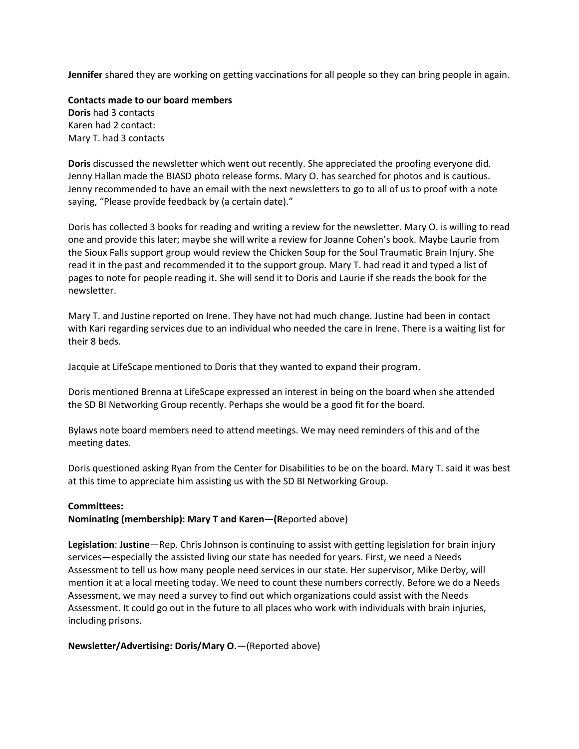**Jennifer** shared they are working on getting vaccinations for all people so they can bring people in again.

**Contacts made to our board members**
**Doris** had 3 contacts
Karen had 2 contact:
Mary T. had 3 contacts

**Doris** discussed the newsletter which went out recently. She appreciated the proofing everyone did. Jenny Hallan made the BIASD photo release forms. Mary O. has searched for photos and is cautious. Jenny recommended to have an email with the next newsletters to go to all of us to proof with a note saying, "Please provide feedback by (a certain date)."

Doris has collected 3 books for reading and writing a review for the newsletter. Mary O. is willing to read one and provide this later; maybe she will write a review for Joanne Cohen's book. Maybe Laurie from the Sioux Falls support group would review the Chicken Soup for the Soul Traumatic Brain Injury. She read it in the past and recommended it to the support group. Mary T. had read it and typed a list of pages to note for people reading it. She will send it to Doris and Laurie if she reads the book for the newsletter.

Mary T. and Justine reported on Irene. They have not had much change. Justine had been in contact with Kari regarding services due to an individual who needed the care in Irene. There is a waiting list for their 8 beds.

Jacquie at LifeScape mentioned to Doris that they wanted to expand their program.

Doris mentioned Brenna at LifeScape expressed an interest in being on the board when she attended the SD BI Networking Group recently. Perhaps she would be a good fit for the board.

Bylaws note board members need to attend meetings. We may need reminders of this and of the meeting dates.

Doris questioned asking Ryan from the Center for Disabilities to be on the board. Mary T. said it was best at this time to appreciate him assisting us with the SD BI Networking Group.

**Committees:**
**Nominating (membership): Mary T and Karen—(R**eported above)

**Legislation**: **Justine**—Rep. Chris Johnson is continuing to assist with getting legislation for brain injury services—especially the assisted living our state has needed for years. First, we need a Needs Assessment to tell us how many people need services in our state. Her supervisor, Mike Derby, will mention it at a local meeting today. We need to count these numbers correctly. Before we do a Needs Assessment, we may need a survey to find out which organizations could assist with the Needs Assessment. It could go out in the future to all places who work with individuals with brain injuries, including prisons.

**Newsletter/Advertising: Doris/Mary O.**—(Reported above)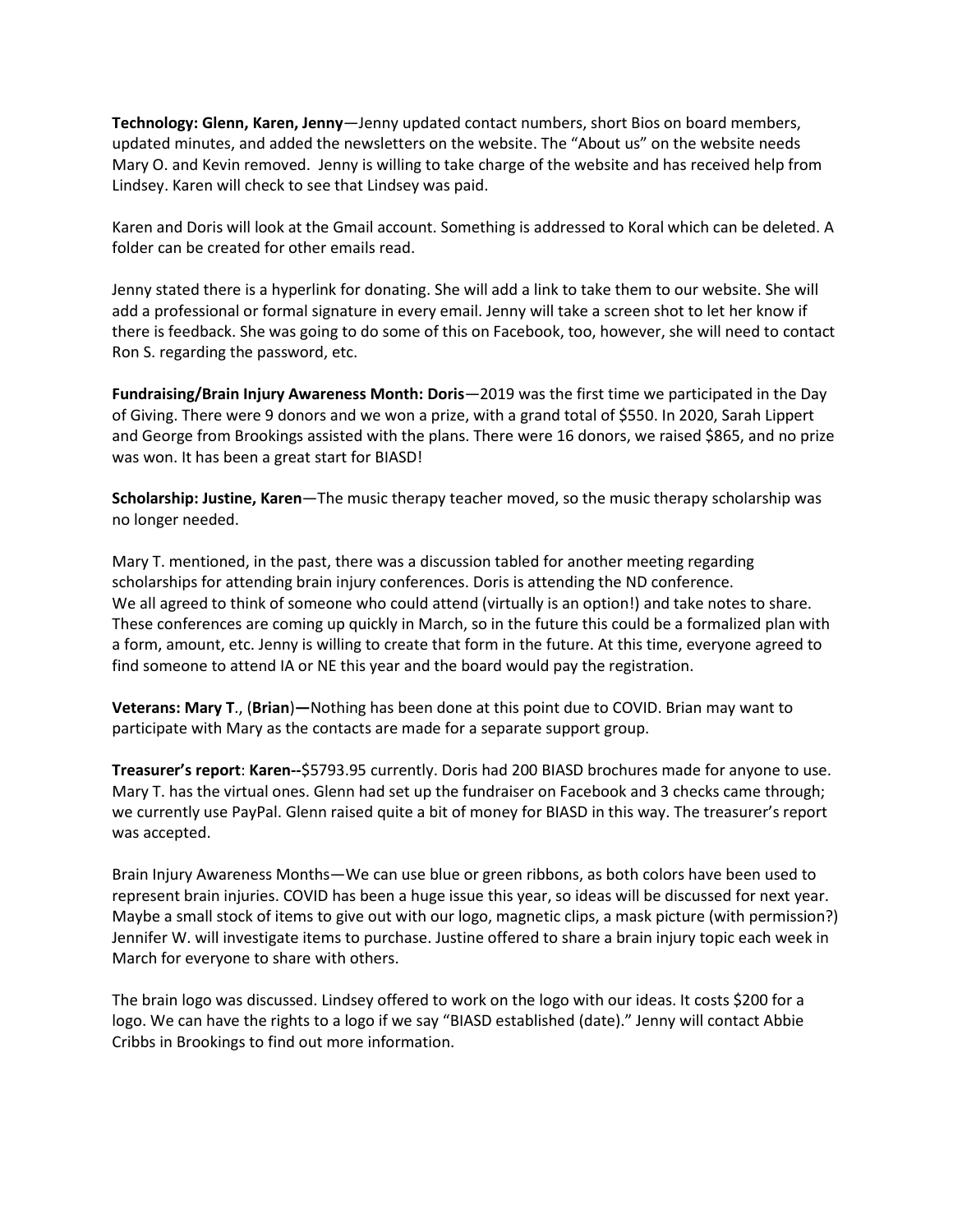**Technology: Glenn, Karen, Jenny**—Jenny updated contact numbers, short Bios on board members, updated minutes, and added the newsletters on the website. The "About us" on the website needs Mary O. and Kevin removed. Jenny is willing to take charge of the website and has received help from Lindsey. Karen will check to see that Lindsey was paid.

Karen and Doris will look at the Gmail account. Something is addressed to Koral which can be deleted. A folder can be created for other emails read.

Jenny stated there is a hyperlink for donating. She will add a link to take them to our website. She will add a professional or formal signature in every email. Jenny will take a screen shot to let her know if there is feedback. She was going to do some of this on Facebook, too, however, she will need to contact Ron S. regarding the password, etc.

**Fundraising/Brain Injury Awareness Month: Doris**—2019 was the first time we participated in the Day of Giving. There were 9 donors and we won a prize, with a grand total of $550. In 2020, Sarah Lippert and George from Brookings assisted with the plans. There were 16 donors, we raised $865, and no prize was won. It has been a great start for BIASD!

**Scholarship: Justine, Karen**—The music therapy teacher moved, so the music therapy scholarship was no longer needed.

Mary T. mentioned, in the past, there was a discussion tabled for another meeting regarding scholarships for attending brain injury conferences. Doris is attending the ND conference. We all agreed to think of someone who could attend (virtually is an option!) and take notes to share. These conferences are coming up quickly in March, so in the future this could be a formalized plan with a form, amount, etc. Jenny is willing to create that form in the future. At this time, everyone agreed to find someone to attend IA or NE this year and the board would pay the registration.

**Veterans: Mary T**., (**Brian**)**—**Nothing has been done at this point due to COVID. Brian may want to participate with Mary as the contacts are made for a separate support group.

**Treasurer's report**: **Karen--**$5793.95 currently. Doris had 200 BIASD brochures made for anyone to use. Mary T. has the virtual ones. Glenn had set up the fundraiser on Facebook and 3 checks came through; we currently use PayPal. Glenn raised quite a bit of money for BIASD in this way. The treasurer's report was accepted.

Brain Injury Awareness Months—We can use blue or green ribbons, as both colors have been used to represent brain injuries. COVID has been a huge issue this year, so ideas will be discussed for next year. Maybe a small stock of items to give out with our logo, magnetic clips, a mask picture (with permission?) Jennifer W. will investigate items to purchase. Justine offered to share a brain injury topic each week in March for everyone to share with others.

The brain logo was discussed. Lindsey offered to work on the logo with our ideas. It costs $200 for a logo. We can have the rights to a logo if we say "BIASD established (date)." Jenny will contact Abbie Cribbs in Brookings to find out more information.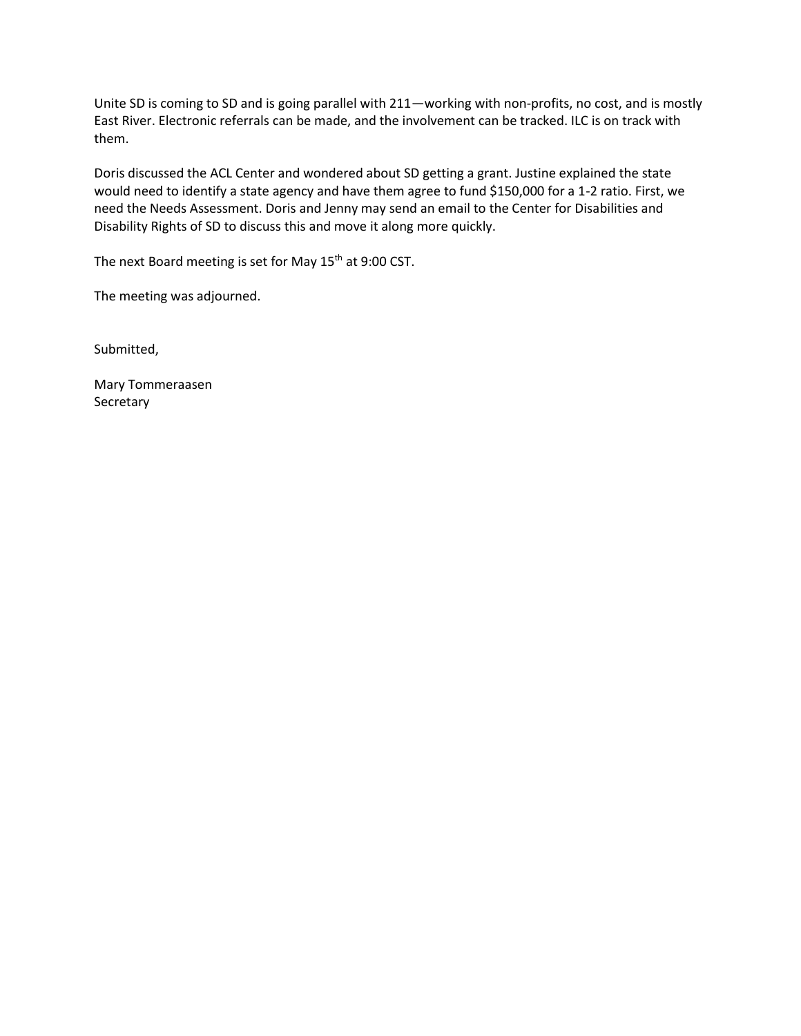Unite SD is coming to SD and is going parallel with 211—working with non-profits, no cost, and is mostly East River. Electronic referrals can be made, and the involvement can be tracked. ILC is on track with them.

Doris discussed the ACL Center and wondered about SD getting a grant. Justine explained the state would need to identify a state agency and have them agree to fund $150,000 for a 1-2 ratio. First, we need the Needs Assessment. Doris and Jenny may send an email to the Center for Disabilities and Disability Rights of SD to discuss this and move it along more quickly.

The next Board meeting is set for May 15th at 9:00 CST.

The meeting was adjourned.

Submitted,

Mary Tommeraasen
Secretary